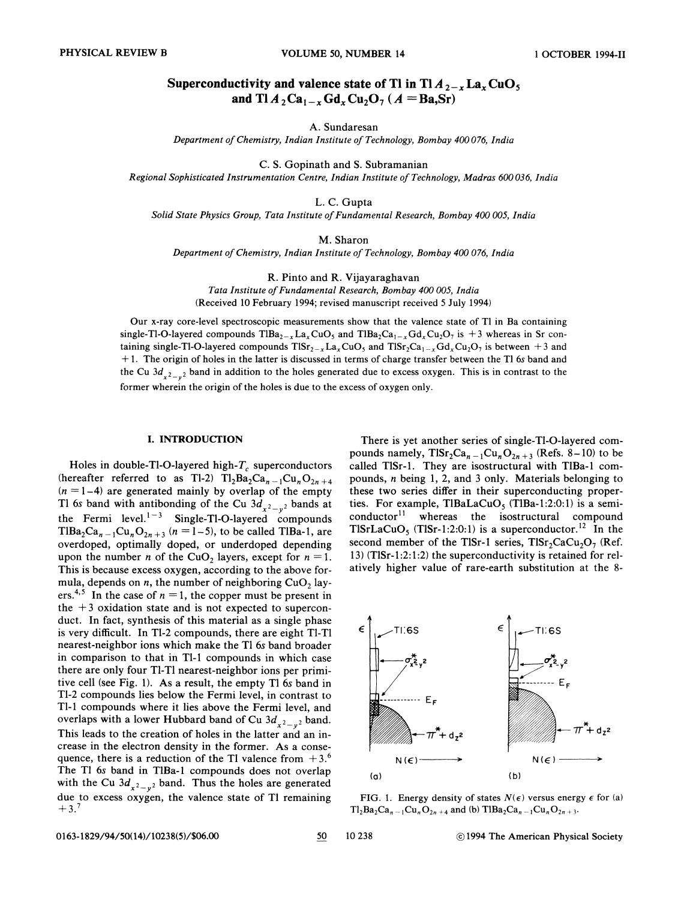# Superconductivity and valence state of Tl in $TlA_{2-x}La_xCuO_5$ and $TlA_2Ca_{1-x}Gd_xCu_2O_7$ ($A$ = Ba,Sr)

A. Sundaresan
*Department of Chemistry, Indian Institute of Technology, Bombay 400 076, India*

C. S. Gopinath and S. Subramanian
*Regional Sophisticated Instrumentation Centre, Indian Institute of Technology, Madras 600 036, India*

L. C. Gupta
*Solid State Physics Group, Tata Institute of Fundamental Research, Bombay 400 005, India*

M. Sharon
*Department of Chemistry, Indian Institute of Technology, Bombay 400 076, India*

R. Pinto and R. Vijayaraghavan
*Tata Institute of Fundamental Research, Bombay 400 005, India*

(Received 10 February 1994; revised manuscript received 5 July 1994)

Our x-ray core-level spectroscopic measurements show that the valence state of Tl in Ba containing single-Tl-O-layered compounds $TlBa_{2-x}La_xCuO_5$ and $TlBa_2Ca_{1-x}Gd_xCu_2O_7$ is +3 whereas in Sr containing single-Tl-O-layered compounds $TlSr_{2-x}La_xCuO_5$ and $TlSr_2Ca_{1-x}Gd_xCu_2O_7$ is between +3 and +1. The origin of holes in the latter is discussed in terms of charge transfer between the Tl 6*s* band and the Cu $3d_{x^2-y^2}$ band in addition to the holes generated due to excess oxygen. This is in contrast to the former wherein the origin of the holes is due to the excess of oxygen only.

## I. INTRODUCTION

Holes in double-Tl-O-layered high-$T_c$ superconductors (hereafter referred to as Tl-2) $Tl_2Ba_2Ca_{n-1}Cu_nO_{2n+4}$ ($n=1$–4) are generated mainly by overlap of the empty Tl 6*s* band with antibonding of the Cu $3d_{x^2-y^2}$ bands at the Fermi level.[1–3] Single-Tl-O-layered compounds $TlBa_2Ca_{n-1}Cu_nO_{2n+3}$ ($n=1$–5), to be called TlBa-1, are overdoped, optimally doped, or underdoped depending upon the number $n$ of the $CuO_2$ layers, except for $n=1$. This is because excess oxygen, according to the above formula, depends on $n$, the number of neighboring $CuO_2$ layers.[4,5] In the case of $n=1$, the copper must be present in the +3 oxidation state and is not expected to superconduct. In fact, synthesis of this material as a single phase is very difficult. In Tl-2 compounds, there are eight Tl-Tl nearest-neighbor ions which make the Tl 6*s* band broader in comparison to that in Tl-1 compounds in which case there are only four Tl-Tl nearest-neighbor ions per primitive cell (see Fig. 1). As a result, the empty Tl 6*s* band in Tl-2 compounds lies below the Fermi level, in contrast to Tl-1 compounds where it lies above the Fermi level, and overlaps with a lower Hubbard band of Cu $3d_{x^2-y^2}$ band. This leads to the creation of holes in the latter and an increase in the electron density in the former. As a consequence, there is a reduction of the Tl valence from +3.[6] The Tl 6*s* band in TlBa-1 compounds does not overlap with the Cu $3d_{x^2-y^2}$ band. Thus the holes are generated due to excess oxygen, the valence state of Tl remaining +3.[7]

There is yet another series of single-Tl-O-layered compounds namely, $TlSr_2Ca_{n-1}Cu_nO_{2n+3}$ (Refs. 8–10) to be called TlSr-1. They are isostructural with TlBa-1 compounds, $n$ being 1, 2, and 3 only. Materials belonging to these two series differ in their superconducting properties. For example, $TlBaLaCuO_5$ (TlBa-1:2:0:1) is a semiconductor[11] whereas the isostructural compound $TlSrLaCuO_5$ (TlSr-1:2:0:1) is a superconductor.[12] In the second member of the TlSr-1 series, $TlSr_2CaCu_2O_7$ (Ref. 13) (TlSr-1:2:1:2) the superconductivity is retained for relatively higher value of rare-earth substitution at the 8-

FIG. 1. Energy density of states $N(\epsilon)$ versus energy $\epsilon$ for (a) $Tl_2Ba_2Ca_{n-1}Cu_nO_{2n+4}$ and (b) $TlBa_2Ca_{n-1}Cu_nO_{2n+3}$.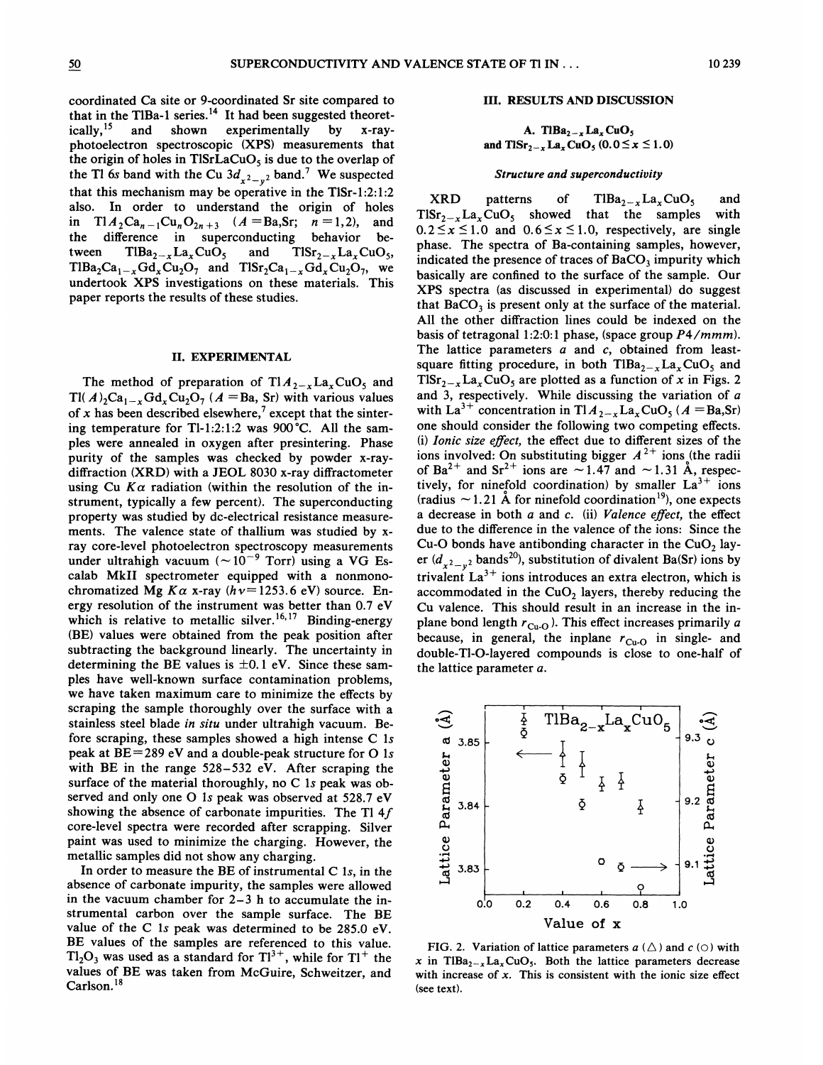coordinated Ca site or 9-coordinated Sr site compared to that in the TlBa-1 series.[14] It had been suggested theoretically,[15] and shown experimentally by x-ray-photoelectron spectroscopic (XPS) measurements that the origin of holes in $TlSrLaCuO_5$ is due to the overlap of the Tl 6s band with the Cu $3d_{x^2-y^2}$ band.[7] We suspected that this mechanism may be operative in the TlSr-1:2:1:2 also. In order to understand the origin of holes in $TlA_2Ca_{n-1}Cu_nO_{2n+3}$ ($A$ =Ba,Sr; $n$ =1,2), and the difference in superconducting behavior between $TlBa_{2-x}La_xCuO_5$ and $TlSr_{2-x}La_xCuO_5$, $TlBa_2Ca_{1-x}Gd_xCu_2O_7$ and $TlSr_2Ca_{1-x}Gd_xCu_2O_7$, we undertook XPS investigations on these materials. This paper reports the results of these studies.

## II. EXPERIMENTAL

The method of preparation of $TlA_{2-x}La_xCuO_5$ and $Tl(A)_2Ca_{1-x}Gd_xCu_2O_7$ ($A$ =Ba, Sr) with various values of $x$ has been described elsewhere,[7] except that the sintering temperature for Tl-1:2:1:2 was 900 °C. All the samples were annealed in oxygen after presintering. Phase purity of the samples was checked by powder x-ray-diffraction (XRD) with a JEOL 8030 x-ray diffractometer using Cu $K\alpha$ radiation (within the resolution of the instrument, typically a few percent). The superconducting property was studied by dc-electrical resistance measurements. The valence state of thallium was studied by x-ray core-level photoelectron spectroscopy measurements under ultrahigh vacuum ($\sim 10^{-9}$ Torr) using a VG Escalab MkII spectrometer equipped with a nonmonochromatized Mg $K\alpha$ x-ray ($h\nu$=1253.6 eV) source. Energy resolution of the instrument was better than 0.7 eV which is relative to metallic silver.[16,17] Binding-energy (BE) values were obtained from the peak position after subtracting the background linearly. The uncertainty in determining the BE values is ±0.1 eV. Since these samples have well-known surface contamination problems, we have taken maximum care to minimize the effects by scraping the sample thoroughly over the surface with a stainless steel blade *in situ* under ultrahigh vacuum. Before scraping, these samples showed a high intense C 1*s* peak at BE=289 eV and a double-peak structure for O 1*s* with BE in the range 528–532 eV. After scraping the surface of the material thoroughly, no C 1*s* peak was observed and only one O 1*s* peak was observed at 528.7 eV showing the absence of carbonate impurities. The Tl 4*f* core-level spectra were recorded after scrapping. Silver paint was used to minimize the charging. However, the metallic samples did not show any charging.

In order to measure the BE of instrumental C 1*s*, in the absence of carbonate impurity, the samples were allowed in the vacuum chamber for 2–3 h to accumulate the instrumental carbon over the sample surface. The BE value of the C 1*s* peak was determined to be 285.0 eV. BE values of the samples are referenced to this value. $Tl_2O_3$ was used as a standard for $Tl^{3+}$, while for $Tl^{+}$ the values of BE was taken from McGuire, Schweitzer, and Carlson.[18]

## III. RESULTS AND DISCUSSION

### A. $TlBa_{2-x}La_xCuO_5$ and $TlSr_{2-x}La_xCuO_5$ ($0.0 \le x \le 1.0$)

#### *Structure and superconductivity*

XRD patterns of $TlBa_{2-x}La_xCuO_5$ and $TlSr_{2-x}La_xCuO_5$ showed that the samples with $0.2 \le x \le 1.0$ and $0.6 \le x \le 1.0$, respectively, are single phase. The spectra of Ba-containing samples, however, indicated the presence of traces of $BaCO_3$ impurity which basically are confined to the surface of the sample. Our XPS spectra (as discussed in experimental) do suggest that $BaCO_3$ is present only at the surface of the material. All the other diffraction lines could be indexed on the basis of tetragonal 1:2:0:1 phase, (space group *P4/mmm*). The lattice parameters $a$ and $c$, obtained from least-square fitting procedure, in both $TlBa_{2-x}La_xCuO_5$ and $TlSr_{2-x}La_xCuO_5$ are plotted as a function of $x$ in Figs. 2 and 3, respectively. While discussing the variation of $a$ with $La^{3+}$ concentration in $TlA_{2-x}La_xCuO_5$ ($A$ =Ba,Sr) one should consider the following two competing effects. (i) *Ionic size effect,* the effect due to different sizes of the ions involved: On substituting bigger $A^{2+}$ ions (the radii of $Ba^{2+}$ and $Sr^{2+}$ ions are ~1.47 and ~1.31 Å, respectively, for ninefold coordination) by smaller $La^{3+}$ ions (radius ~1.21 Å for ninefold coordination[19]), one expects a decrease in both $a$ and $c$. (ii) *Valence effect,* the effect due to the difference in the valence of the ions: Since the Cu-O bonds have antibonding character in the $CuO_2$ layer ($d_{x^2-y^2}$ bands[20]), substitution of divalent Ba(Sr) ions by trivalent $La^{3+}$ ions introduces an extra electron, which is accommodated in the $CuO_2$ layers, thereby reducing the Cu valence. This should result in an increase in the in-plane bond length $r_{Cu\text{-}O}$). This effect increases primarily $a$ because, in general, the inplane $r_{Cu\text{-}O}$ in single- and double-Tl-O-layered compounds is close to one-half of the lattice parameter $a$.

FIG. 2. Variation of lattice parameters $a$ (△) and $c$ (○) with $x$ in $TlBa_{2-x}La_xCuO_5$. Both the lattice parameters decrease with increase of $x$. This is consistent with the ionic size effect (see text).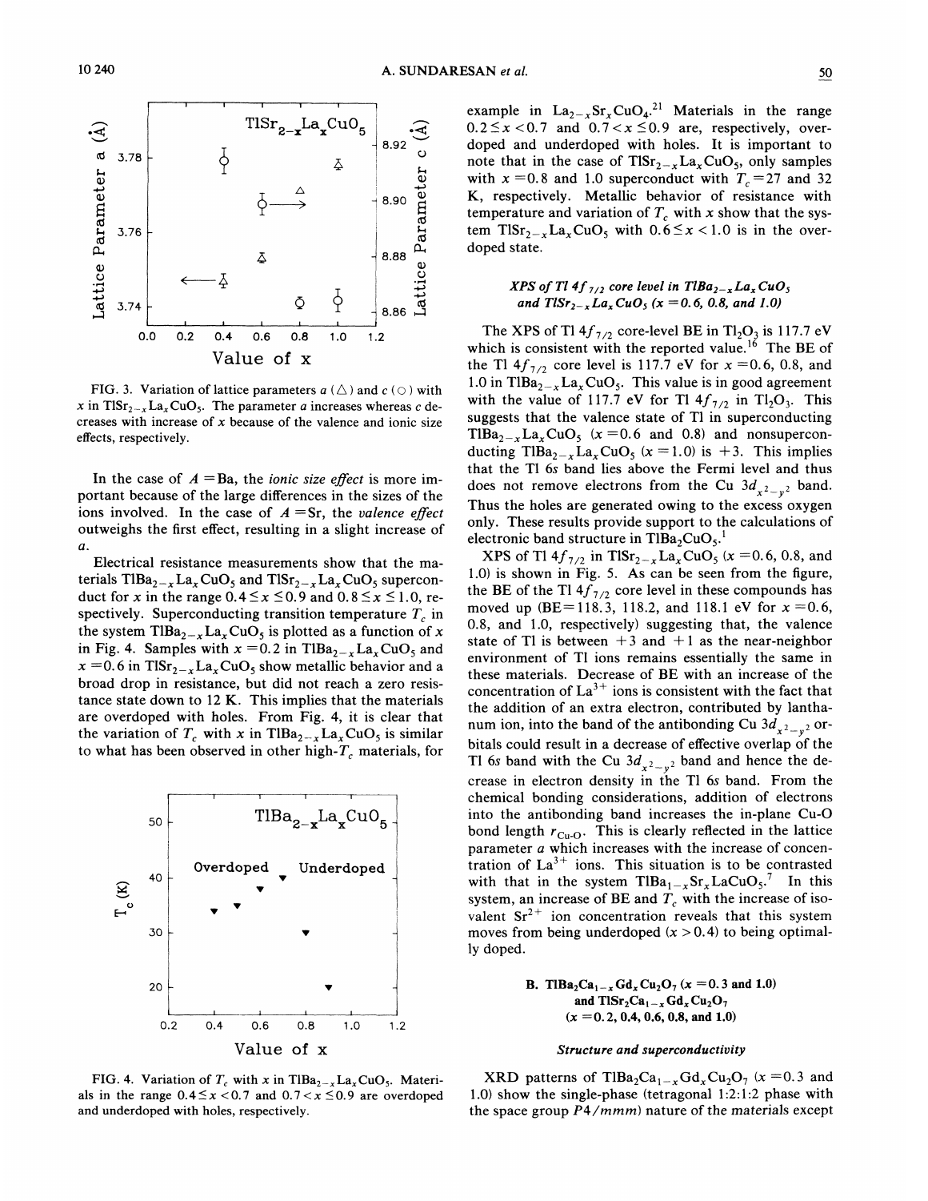FIG. 3. Variation of lattice parameters $a$ (△) and $c$ (○) with $x$ in $TlSr_{2-x}La_xCuO_5$. The parameter $a$ increases whereas $c$ decreases with increase of $x$ because of the valence and ionic size effects, respectively.

In the case of $A$ = Ba, the *ionic size effect* is more important because of the large differences in the sizes of the ions involved. In the case of $A$ = Sr, the *valence effect* outweighs the first effect, resulting in a slight increase of $a$.

Electrical resistance measurements show that the materials $TlBa_{2-x}La_xCuO_5$ and $TlSr_{2-x}La_xCuO_5$ superconduct for $x$ in the range $0.4 \leq x \leq 0.9$ and $0.8 \leq x \leq 1.0$, respectively. Superconducting transition temperature $T_c$ in the system $TlBa_{2-x}La_xCuO_5$ is plotted as a function of $x$ in Fig. 4. Samples with $x = 0.2$ in $TlBa_{2-x}La_xCuO_5$ and $x = 0.6$ in $TlSr_{2-x}La_xCuO_5$ show metallic behavior and a broad drop in resistance, but did not reach a zero resistance state down to 12 K. This implies that the materials are overdoped with holes. From Fig. 4, it is clear that the variation of $T_c$ with $x$ in $TlBa_{2-x}La_xCuO_5$ is similar to what has been observed in other high-$T_c$ materials, for example in $La_{2-x}Sr_xCuO_4$.[21] Materials in the range $0.2 \leq x < 0.7$ and $0.7 < x \leq 0.9$ are, respectively, overdoped and underdoped with holes. It is important to note that in the case of $TlSr_{2-x}La_xCuO_5$, only samples with $x = 0.8$ and 1.0 superconduct with $T_c = 27$ and 32 K, respectively. Metallic behavior of resistance with temperature and variation of $T_c$ with $x$ show that the system $TlSr_{2-x}La_xCuO_5$ with $0.6 \leq x < 1.0$ is in the overdoped state.

FIG. 4. Variation of $T_c$ with $x$ in $TlBa_{2-x}La_xCuO_5$. Materials in the range $0.4 \leq x < 0.7$ and $0.7 < x \leq 0.9$ are overdoped and underdoped with holes, respectively.

### *XPS of Tl $4f_{7/2}$ core level in $TlBa_{2-x}La_xCuO_5$ and $TlSr_{2-x}La_xCuO_5$ ($x$ = 0.6, 0.8, and 1.0)*

The XPS of Tl $4f_{7/2}$ core-level BE in $Tl_2O_3$ is 117.7 eV which is consistent with the reported value.[16] The BE of the Tl $4f_{7/2}$ core level is 117.7 eV for $x = 0.6$, 0.8, and 1.0 in $TlBa_{2-x}La_xCuO_5$. This value is in good agreement with the value of 117.7 eV for Tl $4f_{7/2}$ in $Tl_2O_3$. This suggests that the valence state of Tl in superconducting $TlBa_{2-x}La_xCuO_5$ ($x = 0.6$ and 0.8) and nonsuperconducting $TlBa_{2-x}La_xCuO_5$ ($x = 1.0$) is +3. This implies that the Tl 6$s$ band lies above the Fermi level and thus does not remove electrons from the Cu $3d_{x^2-y^2}$ band. Thus the holes are generated owing to the excess oxygen only. These results provide support to the calculations of electronic band structure in $TlBa_2CuO_5$.[1]

XPS of Tl $4f_{7/2}$ in $TlSr_{2-x}La_xCuO_5$ ($x = 0.6$, 0.8, and 1.0) is shown in Fig. 5. As can be seen from the figure, the BE of the Tl $4f_{7/2}$ core level in these compounds has moved up (BE = 118.3, 118.2, and 118.1 eV for $x = 0.6$, 0.8, and 1.0, respectively) suggesting that, the valence state of Tl is between +3 and +1 as the near-neighbor environment of Tl ions remains essentially the same in these materials. Decrease of BE with an increase of the concentration of $La^{3+}$ ions is consistent with the fact that the addition of an extra electron, contributed by lanthanum ion, into the band of the antibonding Cu $3d_{x^2-y^2}$ orbitals could result in a decrease of effective overlap of the Tl 6$s$ band with the Cu $3d_{x^2-y^2}$ band and hence the decrease in electron density in the Tl 6$s$ band. From the chemical bonding considerations, addition of electrons into the antibonding band increases the in-plane Cu-O bond length $r_{\text{Cu-O}}$. This is clearly reflected in the lattice parameter $a$ which increases with the increase of concentration of $La^{3+}$ ions. This situation is to be contrasted with that in the system $TlBa_{1-x}Sr_xLaCuO_5$.[7] In this system, an increase of BE and $T_c$ with the increase of isovalent $Sr^{2+}$ ion concentration reveals that this system moves from being underdoped ($x > 0.4$) to being optimally doped.

## B. $TlBa_2Ca_{1-x}Gd_xCu_2O_7$ ($x$ = 0.3 and 1.0) and $TlSr_2Ca_{1-x}Gd_xCu_2O_7$ ($x$ = 0.2, 0.4, 0.6, 0.8, and 1.0)

### *Structure and superconductivity*

XRD patterns of $TlBa_2Ca_{1-x}Gd_xCu_2O_7$ ($x = 0.3$ and 1.0) show the single-phase (tetragonal 1:2:1:2 phase with the space group $P4/mmm$) nature of the materials except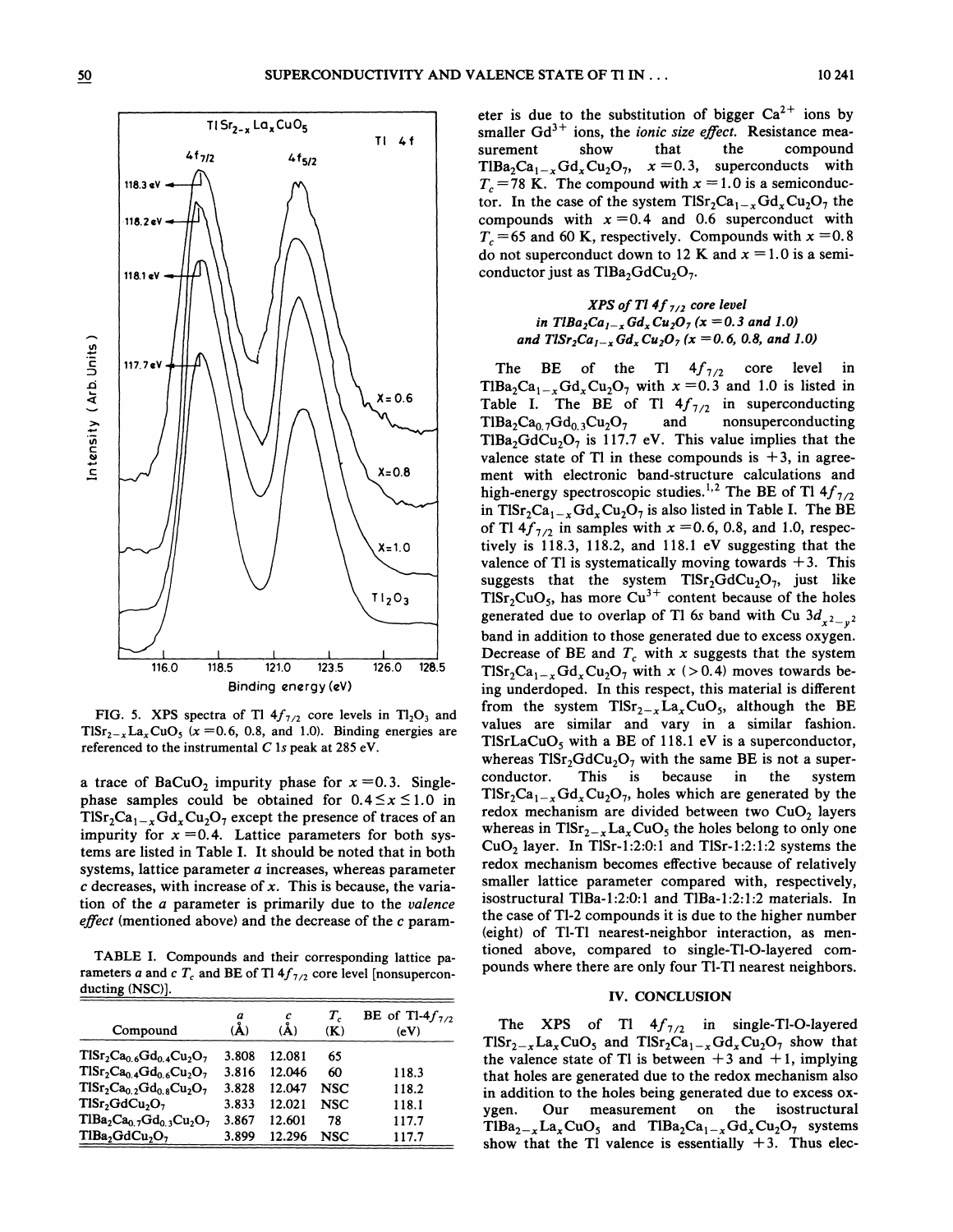FIG. 5. XPS spectra of Tl $4f_{7/2}$ core levels in $Tl_2O_3$ and $TlSr_{2-x}La_xCuO_5$ ($x=0.6$, 0.8, and 1.0). Binding energies are referenced to the instrumental C 1s peak at 285 eV.

a trace of $BaCuO_2$ impurity phase for $x=0.3$. Single-phase samples could be obtained for $0.4 \leq x \leq 1.0$ in $TlSr_2Ca_{1-x}Gd_xCu_2O_7$ except the presence of traces of an impurity for $x=0.4$. Lattice parameters for both systems are listed in Table I. It should be noted that in both systems, lattice parameter $a$ increases, whereas parameter $c$ decreases, with increase of $x$. This is because, the variation of the $a$ parameter is primarily due to the *valence effect* (mentioned above) and the decrease of the $c$ parameter is due to the substitution of bigger $Ca^{2+}$ ions by smaller $Gd^{3+}$ ions, the *ionic size effect*. Resistance measurement show that the compound $TlBa_2Ca_{1-x}Gd_xCu_2O_7$, $x=0.3$, superconducts with $T_c=78$ K. The compound with $x=1.0$ is a semiconductor. In the case of the system $TlSr_2Ca_{1-x}Gd_xCu_2O_7$ the compounds with $x=0.4$ and 0.6 superconduct with $T_c=65$ and 60 K, respectively. Compounds with $x=0.8$ do not superconduct down to 12 K and $x=1.0$ is a semiconductor just as $TlBa_2GdCu_2O_7$.

TABLE I. Compounds and their corresponding lattice parameters $a$ and $c$ $T_c$ and BE of Tl $4f_{7/2}$ core level [nonsuperconducting (NSC)].

| Compound | $a$ (Å) | $c$ (Å) | $T_c$ (K) | BE of Tl-$4f_{7/2}$ (eV) |
|---|---|---|---|---|
| $TlSr_2Ca_{0.6}Gd_{0.4}Cu_2O_7$ | 3.808 | 12.081 | 65 | |
| $TlSr_2Ca_{0.4}Gd_{0.6}Cu_2O_7$ | 3.816 | 12.046 | 60 | 118.3 |
| $TlSr_2Ca_{0.2}Gd_{0.8}Cu_2O_7$ | 3.828 | 12.047 | NSC | 118.2 |
| $TlSr_2GdCu_2O_7$ | 3.833 | 12.021 | NSC | 118.1 |
| $TlBa_2Ca_{0.7}Gd_{0.3}Cu_2O_7$ | 3.867 | 12.601 | 78 | 117.7 |
| $TlBa_2GdCu_2O_7$ | 3.899 | 12.296 | NSC | 117.7 |

### *XPS of Tl $4f_{7/2}$ core level in $TlBa_2Ca_{1-x}Gd_xCu_2O_7$ ($x=0.3$ and 1.0) and $TlSr_2Ca_{1-x}Gd_xCu_2O_7$ ($x=0.6$, 0.8, and 1.0)*

The BE of the Tl $4f_{7/2}$ core level in $TlBa_2Ca_{1-x}Gd_xCu_2O_7$ with $x=0.3$ and 1.0 is listed in Table I. The BE of Tl $4f_{7/2}$ in superconducting $TlBa_2Ca_{0.7}Gd_{0.3}Cu_2O_7$ and nonsuperconducting $TlBa_2GdCu_2O_7$ is 117.7 eV. This value implies that the valence state of Tl in these compounds is +3, in agreement with electronic band-structure calculations and high-energy spectroscopic studies.[1,2] The BE of Tl $4f_{7/2}$ in $TlSr_2Ca_{1-x}Gd_xCu_2O_7$ is also listed in Table I. The BE of Tl $4f_{7/2}$ in samples with $x=0.6$, 0.8, and 1.0, respectively is 118.3, 118.2, and 118.1 eV suggesting that the valence of Tl is systematically moving towards +3. This suggests that the system $TlSr_2GdCu_2O_7$, just like $TlSr_2CuO_5$, has more $Cu^{3+}$ content because of the holes generated due to overlap of Tl 6s band with Cu $3d_{x^2-y^2}$ band in addition to those generated due to excess oxygen. Decrease of BE and $T_c$ with $x$ suggests that the system $TlSr_2Ca_{1-x}Gd_xCu_2O_7$ with $x$ ($>0.4$) moves towards being underdoped. In this respect, this material is different from the system $TlSr_{2-x}La_xCuO_5$, although the BE values are similar and vary in a similar fashion. $TlSrLaCuO_5$ with a BE of 118.1 eV is a superconductor, whereas $TlSr_2GdCu_2O_7$ with the same BE is not a superconductor. This is because in the system $TlSr_2Ca_{1-x}Gd_xCu_2O_7$, holes which are generated by the redox mechanism are divided between two $CuO_2$ layers whereas in $TlSr_{2-x}La_xCuO_5$ the holes belong to only one $CuO_2$ layer. In TlSr-1:2:0:1 and TlSr-1:2:1:2 systems the redox mechanism becomes effective because of relatively smaller lattice parameter compared with, respectively, isostructural TlBa-1:2:0:1 and TlBa-1:2:1:2 materials. In the case of Tl-2 compounds it is due to the higher number (eight) of Tl-Tl nearest-neighbor interaction, as mentioned above, compared to single-Tl-O-layered compounds where there are only four Tl-Tl nearest neighbors.

## IV. CONCLUSION

The XPS of Tl $4f_{7/2}$ in single-Tl-O-layered $TlSr_{2-x}La_xCuO_5$ and $TlSr_2Ca_{1-x}Gd_xCu_2O_7$ show that the valence state of Tl is between +3 and +1, implying that holes are generated due to the redox mechanism also in addition to the holes being generated due to excess oxygen. Our measurement on the isostructural $TlBa_{2-x}La_xCuO_5$ and $TlBa_2Ca_{1-x}Gd_xCu_2O_7$ systems show that the Tl valence is essentially +3. Thus elec-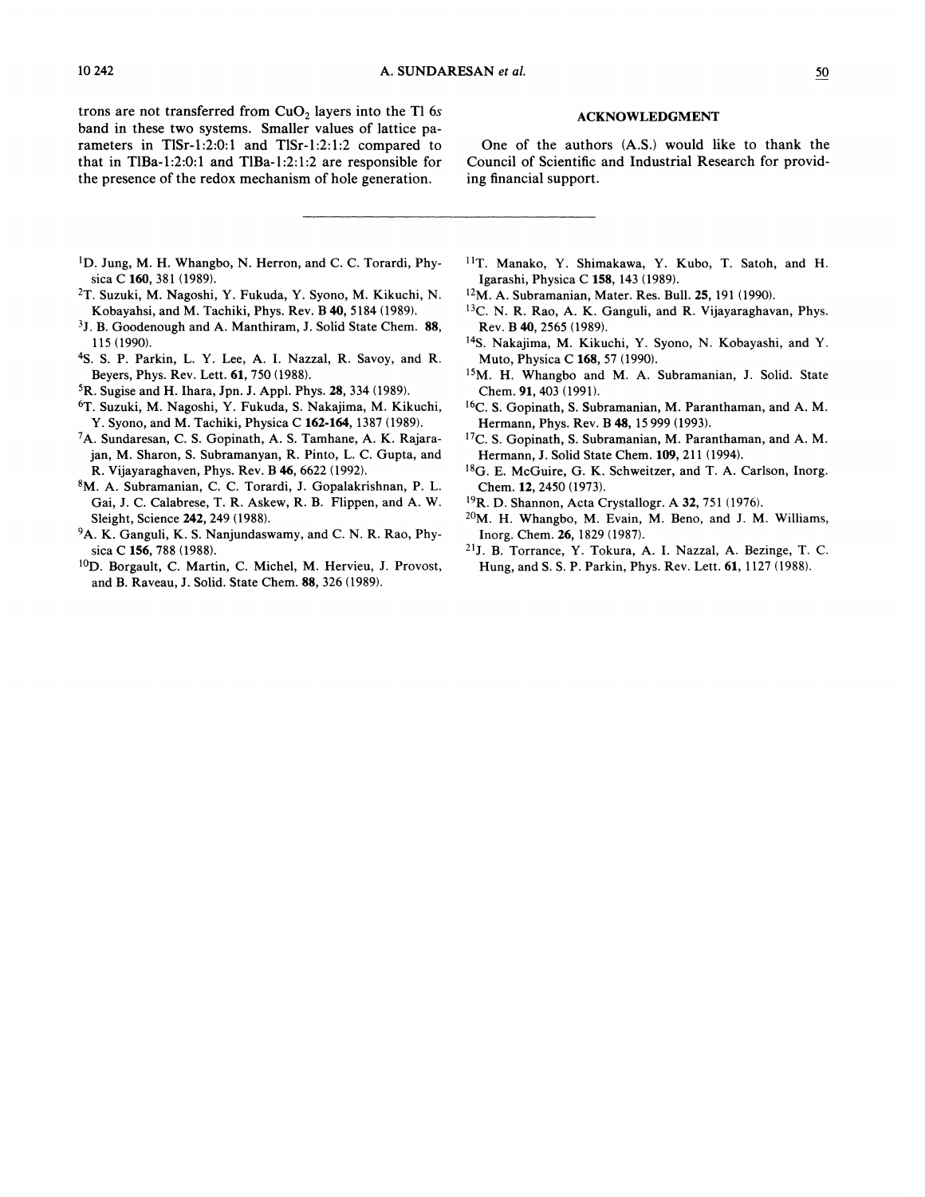trons are not transferred from $CuO_2$ layers into the Tl 6*s* band in these two systems. Smaller values of lattice parameters in TlSr-1:2:0:1 and TlSr-1:2:1:2 compared to that in TlBa-1:2:0:1 and TlBa-1:2:1:2 are responsible for the presence of the redox mechanism of hole generation.

## ACKNOWLEDGMENT

One of the authors (A.S.) would like to thank the Council of Scientific and Industrial Research for providing financial support.

---

[1] D. Jung, M. H. Whangbo, N. Herron, and C. C. Torardi, Physica C **160**, 381 (1989).

[2] T. Suzuki, M. Nagoshi, Y. Fukuda, Y. Syono, M. Kikuchi, N. Kobayahsi, and M. Tachiki, Phys. Rev. B **40**, 5184 (1989).

[3] J. B. Goodenough and A. Manthiram, J. Solid State Chem. **88**, 115 (1990).

[4] S. S. P. Parkin, L. Y. Lee, A. I. Nazzal, R. Savoy, and R. Beyers, Phys. Rev. Lett. **61**, 750 (1988).

[5] R. Sugise and H. Ihara, Jpn. J. Appl. Phys. **28**, 334 (1989).

[6] T. Suzuki, M. Nagoshi, Y. Fukuda, S. Nakajima, M. Kikuchi, Y. Syono, and M. Tachiki, Physica C **162-164**, 1387 (1989).

[7] A. Sundaresan, C. S. Gopinath, A. S. Tamhane, A. K. Rajarajan, M. Sharon, S. Subramanyan, R. Pinto, L. C. Gupta, and R. Vijayaraghaven, Phys. Rev. B **46**, 6622 (1992).

[8] M. A. Subramanian, C. C. Torardi, J. Gopalakrishnan, P. L. Gai, J. C. Calabrese, T. R. Askew, R. B. Flippen, and A. W. Sleight, Science **242**, 249 (1988).

[9] A. K. Ganguli, K. S. Nanjundaswamy, and C. N. R. Rao, Physica C **156**, 788 (1988).

[10] D. Borgault, C. Martin, C. Michel, M. Hervieu, J. Provost, and B. Raveau, J. Solid. State Chem. **88**, 326 (1989).

[11] T. Manako, Y. Shimakawa, Y. Kubo, T. Satoh, and H. Igarashi, Physica C **158**, 143 (1989).

[12] M. A. Subramanian, Mater. Res. Bull. **25**, 191 (1990).

[13] C. N. R. Rao, A. K. Ganguli, and R. Vijayaraghavan, Phys. Rev. B **40**, 2565 (1989).

[14] S. Nakajima, M. Kikuchi, Y. Syono, N. Kobayashi, and Y. Muto, Physica C **168**, 57 (1990).

[15] M. H. Whangbo and M. A. Subramanian, J. Solid. State Chem. **91**, 403 (1991).

[16] C. S. Gopinath, S. Subramanian, M. Paranthaman, and A. M. Hermann, Phys. Rev. B **48**, 15 999 (1993).

[17] C. S. Gopinath, S. Subramanian, M. Paranthaman, and A. M. Hermann, J. Solid State Chem. **109**, 211 (1994).

[18] G. E. McGuire, G. K. Schweitzer, and T. A. Carlson, Inorg. Chem. **12**, 2450 (1973).

[19] R. D. Shannon, Acta Crystallogr. A **32**, 751 (1976).

[20] M. H. Whangbo, M. Evain, M. Beno, and J. M. Williams, Inorg. Chem. **26**, 1829 (1987).

[21] J. B. Torrance, Y. Tokura, A. I. Nazzal, A. Bezinge, T. C. Hung, and S. S. P. Parkin, Phys. Rev. Lett. **61**, 1127 (1988).